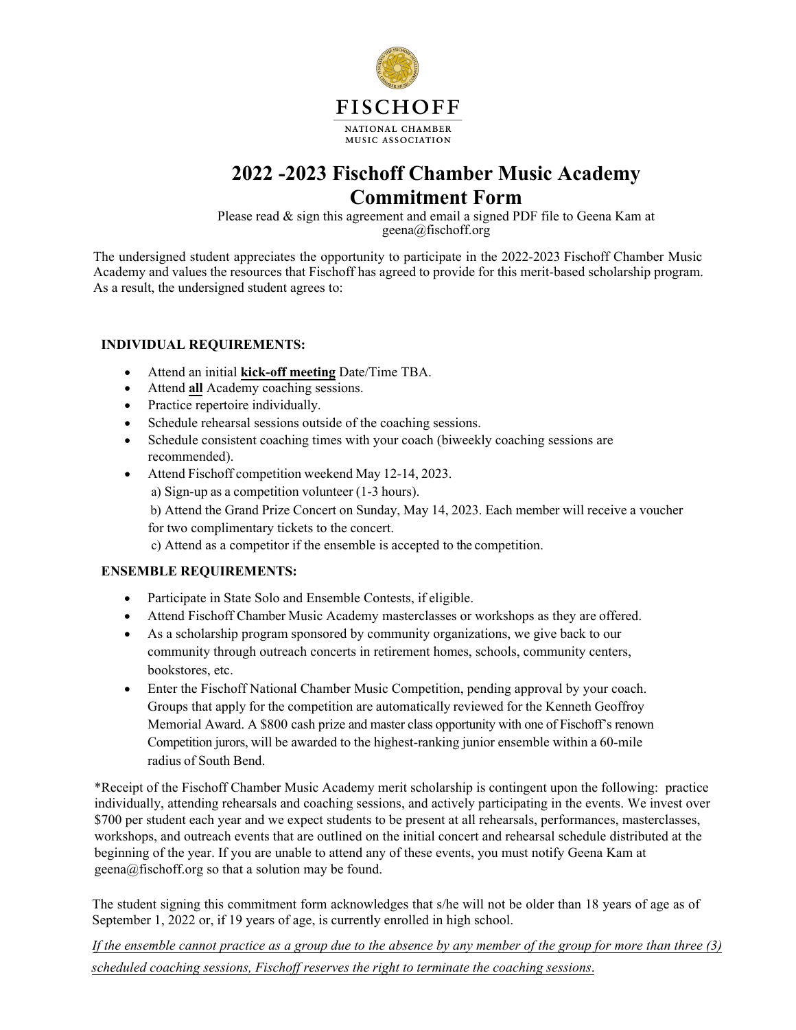FISCHOFF

NATIONAL CHAMBER MUSIC ASSOCIATION

# 2022 -2023 Fischoff Chamber Music Academy Commitment Form

Please read & sign this agreement and email a signed PDF file to Geena Kam at geena@fischoff.org

The undersigned student appreciates the opportunity to participate in the 2022-2023 Fischoff Chamber Music Academy and values the resources that Fischoff has agreed to provide for this merit-based scholarship program. As a result, the undersigned student agrees to:

**INDIVIDUAL REQUIREMENTS:**

- Attend an initial **kick-off meeting** Date/Time TBA.
- Attend **all** Academy coaching sessions.
- Practice repertoire individually.
- Schedule rehearsal sessions outside of the coaching sessions.
- Schedule consistent coaching times with your coach (biweekly coaching sessions are recommended).
- Attend Fischoff competition weekend May 12-14, 2023.
  a) Sign-up as a competition volunteer (1-3 hours).
  b) Attend the Grand Prize Concert on Sunday, May 14, 2023. Each member will receive a voucher for two complimentary tickets to the concert.
  c) Attend as a competitor if the ensemble is accepted to the competition.

**ENSEMBLE REQUIREMENTS:**

- Participate in State Solo and Ensemble Contests, if eligible.
- Attend Fischoff Chamber Music Academy masterclasses or workshops as they are offered.
- As a scholarship program sponsored by community organizations, we give back to our community through outreach concerts in retirement homes, schools, community centers, bookstores, etc.
- Enter the Fischoff National Chamber Music Competition, pending approval by your coach. Groups that apply for the competition are automatically reviewed for the Kenneth Geoffroy Memorial Award. A $800 cash prize and master class opportunity with one of Fischoff's renown Competition jurors, will be awarded to the highest-ranking junior ensemble within a 60-mile radius of South Bend.

*Receipt of the Fischoff Chamber Music Academy merit scholarship is contingent upon the following: practice individually, attending rehearsals and coaching sessions, and actively participating in the events. We invest over $700 per student each year and we expect students to be present at all rehearsals, performances, masterclasses, workshops, and outreach events that are outlined on the initial concert and rehearsal schedule distributed at the beginning of the year. If you are unable to attend any of these events, you must notify Geena Kam at geena@fischoff.org so that a solution may be found.

The student signing this commitment form acknowledges that s/he will not be older than 18 years of age as of September 1, 2022 or, if 19 years of age, is currently enrolled in high school.

*If the ensemble cannot practice as a group due to the absence by any member of the group for more than three (3) scheduled coaching sessions, Fischoff reserves the right to terminate the coaching sessions.*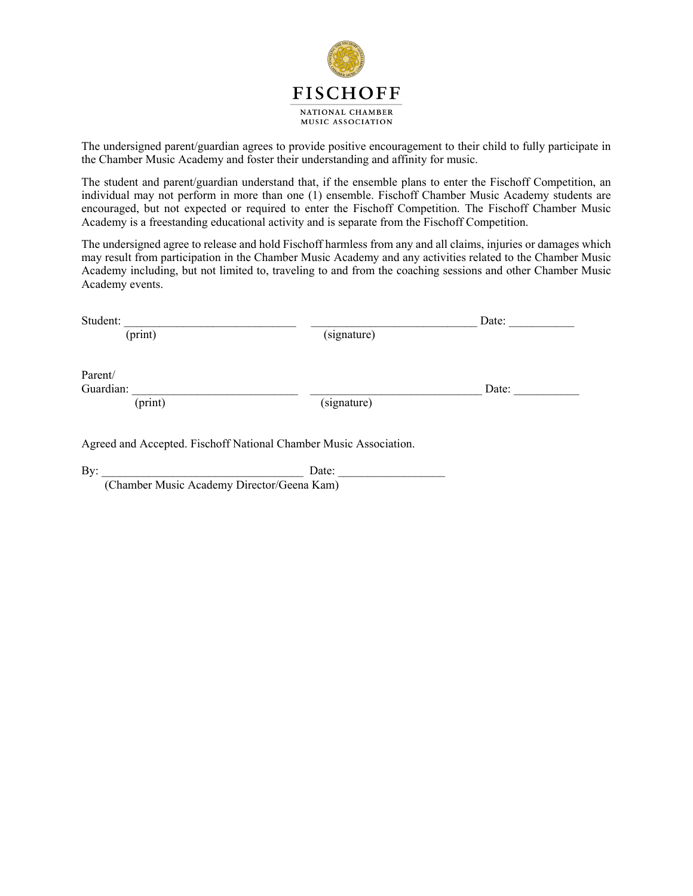FISCHOFF

NATIONAL CHAMBER
MUSIC ASSOCIATION

The undersigned parent/guardian agrees to provide positive encouragement to their child to fully participate in the Chamber Music Academy and foster their understanding and affinity for music.

The student and parent/guardian understand that, if the ensemble plans to enter the Fischoff Competition, an individual may not perform in more than one (1) ensemble. Fischoff Chamber Music Academy students are encouraged, but not expected or required to enter the Fischoff Competition. The Fischoff Chamber Music Academy is a freestanding educational activity and is separate from the Fischoff Competition.

The undersigned agree to release and hold Fischoff harmless from any and all claims, injuries or damages which may result from participation in the Chamber Music Academy and any activities related to the Chamber Music Academy including, but not limited to, traveling to and from the coaching sessions and other Chamber Music Academy events.

Student: ______________________________ ____________________________ Date: ___________
(print) (signature)

Parent/
Guardian: ____________________________ ______________________________ Date: ___________
(print) (signature)

Agreed and Accepted. Fischoff National Chamber Music Association.

By: __________________________________ Date: __________________
(Chamber Music Academy Director/Geena Kam)